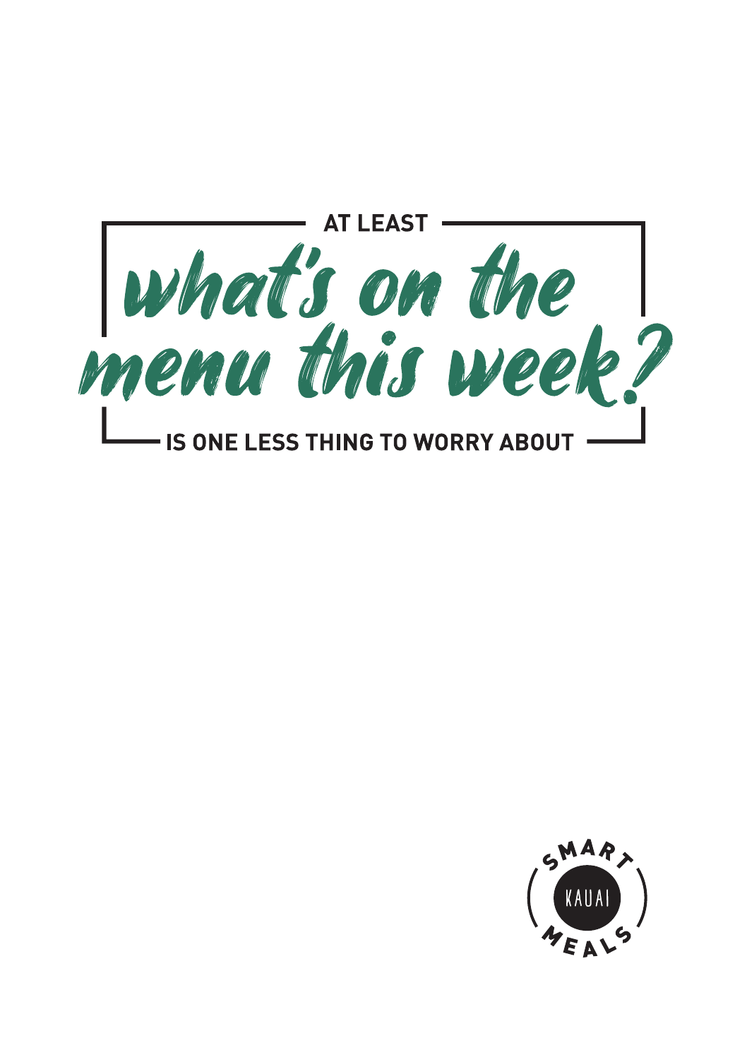**AT LEAST**

# *what's on the menu this week?*

**IS ONE LESS THING TO WORRY ABOUT**

SMART KAUAI MEALS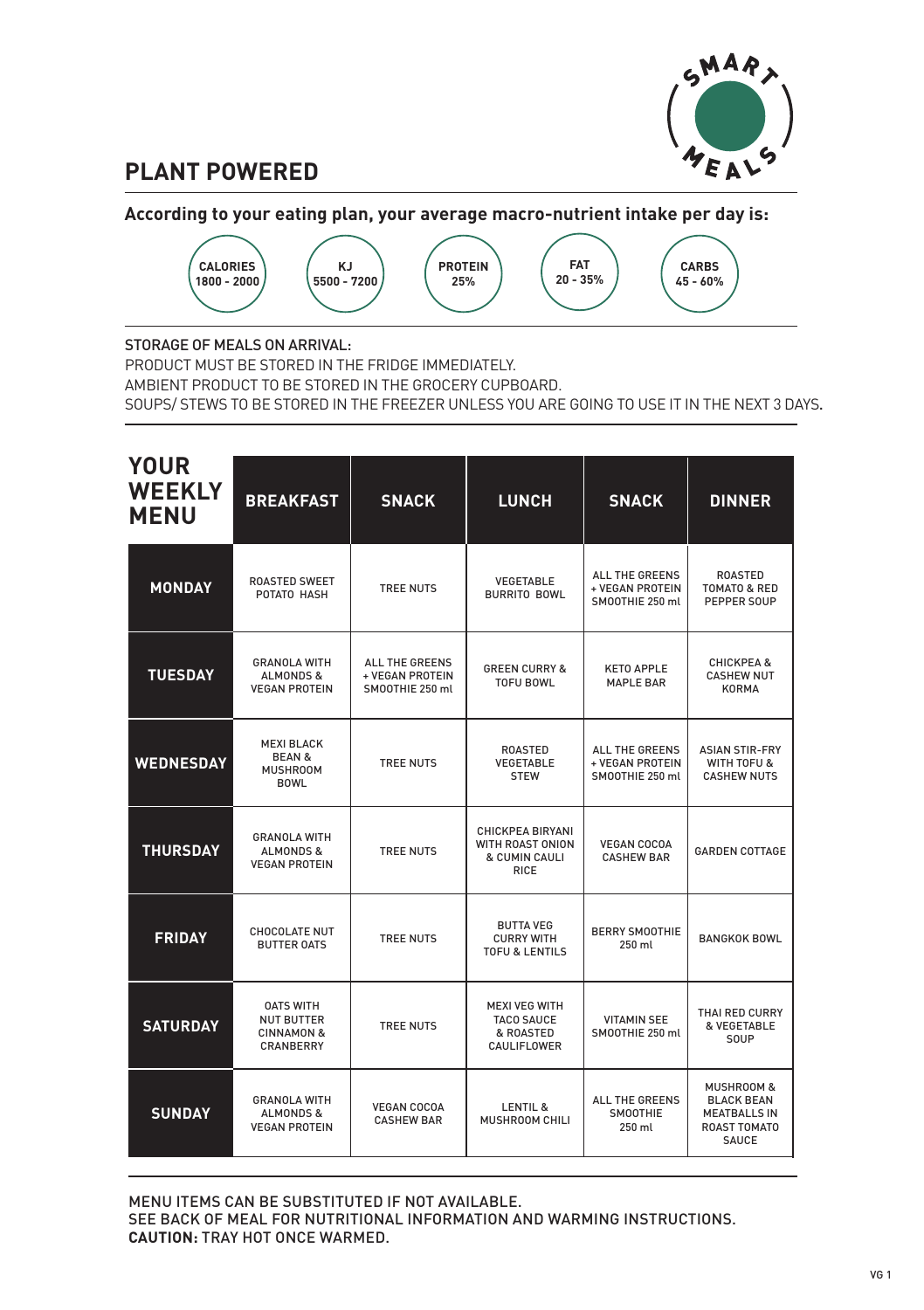# PLANT POWERED

**According to your eating plan, your average macro-nutrient intake per day is:**

**CALORIES** 1800 - 2000

**KJ** 5500 - 7200

**PROTEIN** 25%

**FAT** 20 - 35%

**CARBS** 45 - 60%

STORAGE OF MEALS ON ARRIVAL:
PRODUCT MUST BE STORED IN THE FRIDGE IMMEDIATELY.
AMBIENT PRODUCT TO BE STORED IN THE GROCERY CUPBOARD.
SOUPS/ STEWS TO BE STORED IN THE FREEZER UNLESS YOU ARE GOING TO USE IT IN THE NEXT 3 DAYS.

| YOUR WEEKLY MENU | BREAKFAST | SNACK | LUNCH | SNACK | DINNER |
|---|---|---|---|---|---|
| **MONDAY** | ROASTED SWEET POTATO HASH | TREE NUTS | VEGETABLE BURRITO BOWL | ALL THE GREENS + VEGAN PROTEIN SMOOTHIE 250 ml | ROASTED TOMATO & RED PEPPER SOUP |
| **TUESDAY** | GRANOLA WITH ALMONDS & VEGAN PROTEIN | ALL THE GREENS + VEGAN PROTEIN SMOOTHIE 250 ml | GREEN CURRY & TOFU BOWL | KETO APPLE MAPLE BAR | CHICKPEA & CASHEW NUT KORMA |
| **WEDNESDAY** | MEXI BLACK BEAN & MUSHROOM BOWL | TREE NUTS | ROASTED VEGETABLE STEW | ALL THE GREENS + VEGAN PROTEIN SMOOTHIE 250 ml | ASIAN STIR-FRY WITH TOFU & CASHEW NUTS |
| **THURSDAY** | GRANOLA WITH ALMONDS & VEGAN PROTEIN | TREE NUTS | CHICKPEA BIRYANI WITH ROAST ONION & CUMIN CAULI RICE | VEGAN COCOA CASHEW BAR | GARDEN COTTAGE |
| **FRIDAY** | CHOCOLATE NUT BUTTER OATS | TREE NUTS | BUTTA VEG CURRY WITH TOFU & LENTILS | BERRY SMOOTHIE 250 ml | BANGKOK BOWL |
| **SATURDAY** | OATS WITH NUT BUTTER CINNAMON & CRANBERRY | TREE NUTS | MEXI VEG WITH TACO SAUCE & ROASTED CAULIFLOWER | VITAMIN SEE SMOOTHIE 250 ml | THAI RED CURRY & VEGETABLE SOUP |
| **SUNDAY** | GRANOLA WITH ALMONDS & VEGAN PROTEIN | VEGAN COCOA CASHEW BAR | LENTIL & MUSHROOM CHILI | ALL THE GREENS SMOOTHIE 250 ml | MUSHROOM & BLACK BEAN MEATBALLS IN ROAST TOMATO SAUCE |

MENU ITEMS CAN BE SUBSTITUTED IF NOT AVAILABLE.
SEE BACK OF MEAL FOR NUTRITIONAL INFORMATION AND WARMING INSTRUCTIONS.
**CAUTION:** TRAY HOT ONCE WARMED.

VG 1